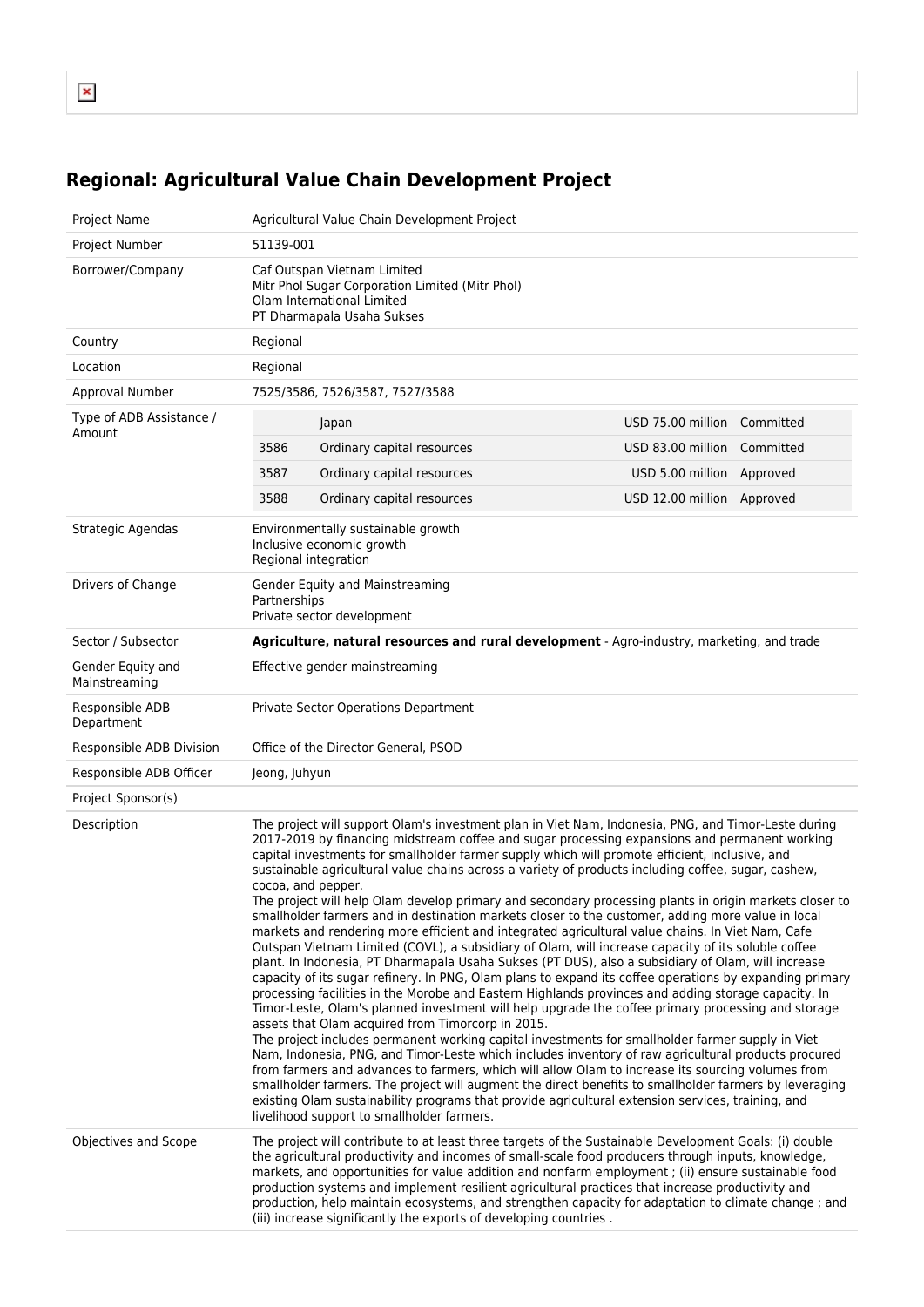## Regional: Agricultural Value Chain Development Project

| | |
|---|---|
| Project Name | Agricultural Value Chain Development Project |
| Project Number | 51139-001 |
| Borrower/Company | Caf Outspan Vietnam Limited<br>Mitr Phol Sugar Corporation Limited (Mitr Phol)<br>Olam International Limited<br>PT Dharmapala Usaha Sukses |
| Country | Regional |
| Location | Regional |
| Approval Number | 7525/3586, 7526/3587, 7527/3588 |
| Type of ADB Assistance / Amount | Japan — USD 75.00 million — Committed<br>3586 — Ordinary capital resources — USD 83.00 million — Committed<br>3587 — Ordinary capital resources — USD 5.00 million — Approved<br>3588 — Ordinary capital resources — USD 12.00 million — Approved |
| Strategic Agendas | Environmentally sustainable growth<br>Inclusive economic growth<br>Regional integration |
| Drivers of Change | Gender Equity and Mainstreaming<br>Partnerships<br>Private sector development |
| Sector / Subsector | **Agriculture, natural resources and rural development** - Agro-industry, marketing, and trade |
| Gender Equity and Mainstreaming | Effective gender mainstreaming |
| Responsible ADB Department | Private Sector Operations Department |
| Responsible ADB Division | Office of the Director General, PSOD |
| Responsible ADB Officer | Jeong, Juhyun |
| Project Sponsor(s) | |
| Description | The project will support Olam's investment plan in Viet Nam, Indonesia, PNG, and Timor-Leste during 2017-2019 by financing midstream coffee and sugar processing expansions and permanent working capital investments for smallholder farmer supply which will promote efficient, inclusive, and sustainable agricultural value chains across a variety of products including coffee, sugar, cashew, cocoa, and pepper.<br>The project will help Olam develop primary and secondary processing plants in origin markets closer to smallholder farmers and in destination markets closer to the customer, adding more value in local markets and rendering more efficient and integrated agricultural value chains. In Viet Nam, Cafe Outspan Vietnam Limited (COVL), a subsidiary of Olam, will increase capacity of its soluble coffee plant. In Indonesia, PT Dharmapala Usaha Sukses (PT DUS), also a subsidiary of Olam, will increase capacity of its sugar refinery. In PNG, Olam plans to expand its coffee operations by expanding primary processing facilities in the Morobe and Eastern Highlands provinces and adding storage capacity. In Timor-Leste, Olam's planned investment will help upgrade the coffee primary processing and storage assets that Olam acquired from Timorcorp in 2015.<br>The project includes permanent working capital investments for smallholder farmer supply in Viet Nam, Indonesia, PNG, and Timor-Leste which includes inventory of raw agricultural products procured from farmers and advances to farmers, which will allow Olam to increase its sourcing volumes from smallholder farmers. The project will augment the direct benefits to smallholder farmers by leveraging existing Olam sustainability programs that provide agricultural extension services, training, and livelihood support to smallholder farmers. |
| Objectives and Scope | The project will contribute to at least three targets of the Sustainable Development Goals: (i) double the agricultural productivity and incomes of small-scale food producers through inputs, knowledge, markets, and opportunities for value addition and nonfarm employment ; (ii) ensure sustainable food production systems and implement resilient agricultural practices that increase productivity and production, help maintain ecosystems, and strengthen capacity for adaptation to climate change ; and (iii) increase significantly the exports of developing countries . |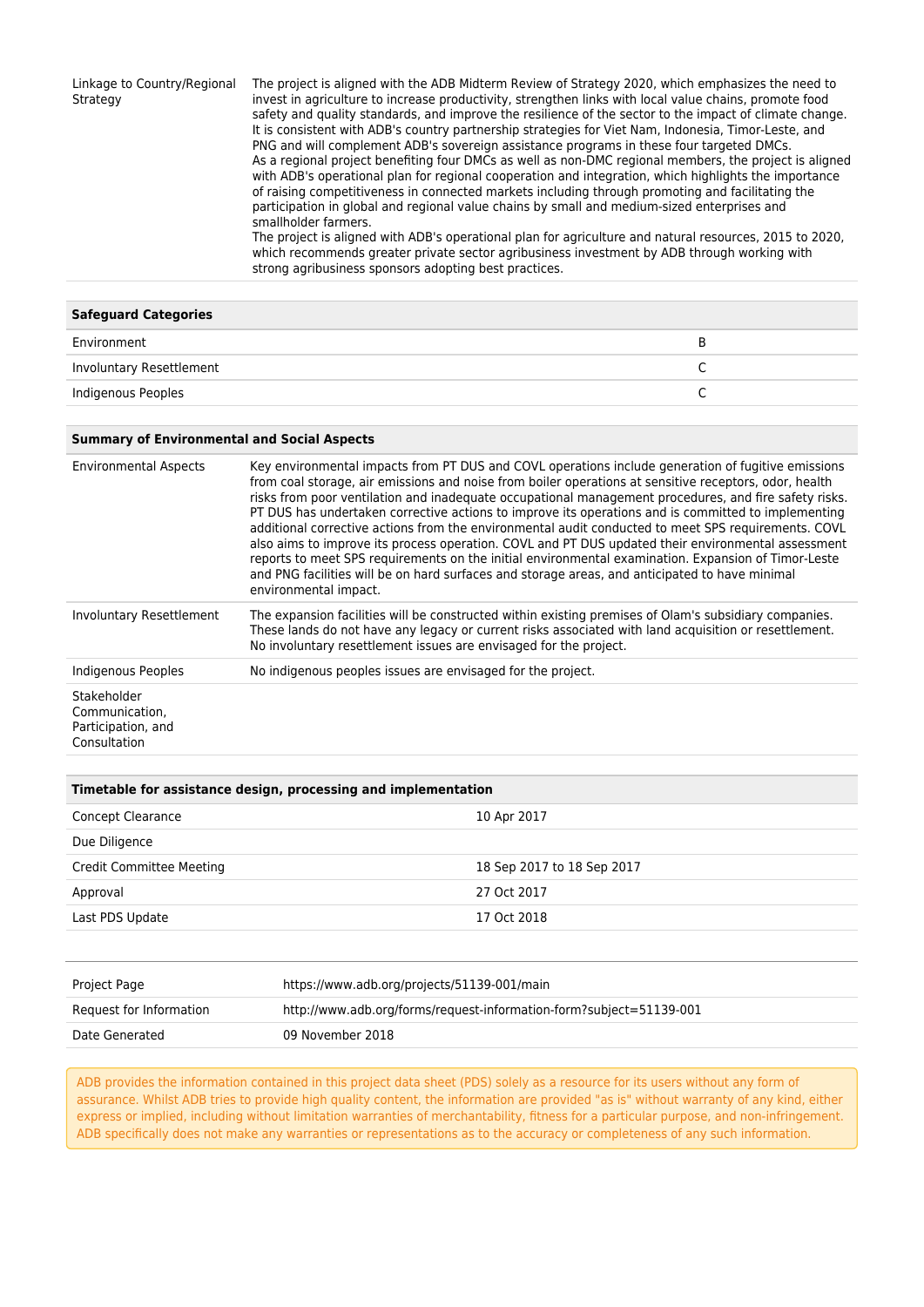| | |
|---|---|
| Linkage to Country/Regional Strategy | The project is aligned with the ADB Midterm Review of Strategy 2020, which emphasizes the need to invest in agriculture to increase productivity, strengthen links with local value chains, promote food safety and quality standards, and improve the resilience of the sector to the impact of climate change. It is consistent with ADB's country partnership strategies for Viet Nam, Indonesia, Timor-Leste, and PNG and will complement ADB's sovereign assistance programs in these four targeted DMCs.<br>As a regional project benefiting four DMCs as well as non-DMC regional members, the project is aligned with ADB's operational plan for regional cooperation and integration, which highlights the importance of raising competitiveness in connected markets including through promoting and facilitating the participation in global and regional value chains by small and medium-sized enterprises and smallholder farmers.<br>The project is aligned with ADB's operational plan for agriculture and natural resources, 2015 to 2020, which recommends greater private sector agribusiness investment by ADB through working with strong agribusiness sponsors adopting best practices. |

| Safeguard Categories | |
|---|---|
| Environment | B |
| Involuntary Resettlement | C |
| Indigenous Peoples | C |

| Summary of Environmental and Social Aspects | |
|---|---|
| Environmental Aspects | Key environmental impacts from PT DUS and COVL operations include generation of fugitive emissions from coal storage, air emissions and noise from boiler operations at sensitive receptors, odor, health risks from poor ventilation and inadequate occupational management procedures, and fire safety risks. PT DUS has undertaken corrective actions to improve its operations and is committed to implementing additional corrective actions from the environmental audit conducted to meet SPS requirements. COVL also aims to improve its process operation. COVL and PT DUS updated their environmental assessment reports to meet SPS requirements on the initial environmental examination. Expansion of Timor-Leste and PNG facilities will be on hard surfaces and storage areas, and anticipated to have minimal environmental impact. |
| Involuntary Resettlement | The expansion facilities will be constructed within existing premises of Olam's subsidiary companies. These lands do not have any legacy or current risks associated with land acquisition or resettlement. No involuntary resettlement issues are envisaged for the project. |
| Indigenous Peoples | No indigenous peoples issues are envisaged for the project. |
| Stakeholder Communication, Participation, and Consultation | |

| Timetable for assistance design, processing and implementation | |
|---|---|
| Concept Clearance | 10 Apr 2017 |
| Due Diligence | |
| Credit Committee Meeting | 18 Sep 2017 to 18 Sep 2017 |
| Approval | 27 Oct 2017 |
| Last PDS Update | 17 Oct 2018 |

| | |
|---|---|
| Project Page | https://www.adb.org/projects/51139-001/main |
| Request for Information | http://www.adb.org/forms/request-information-form?subject=51139-001 |
| Date Generated | 09 November 2018 |

ADB provides the information contained in this project data sheet (PDS) solely as a resource for its users without any form of assurance. Whilst ADB tries to provide high quality content, the information are provided "as is" without warranty of any kind, either express or implied, including without limitation warranties of merchantability, fitness for a particular purpose, and non-infringement. ADB specifically does not make any warranties or representations as to the accuracy or completeness of any such information.